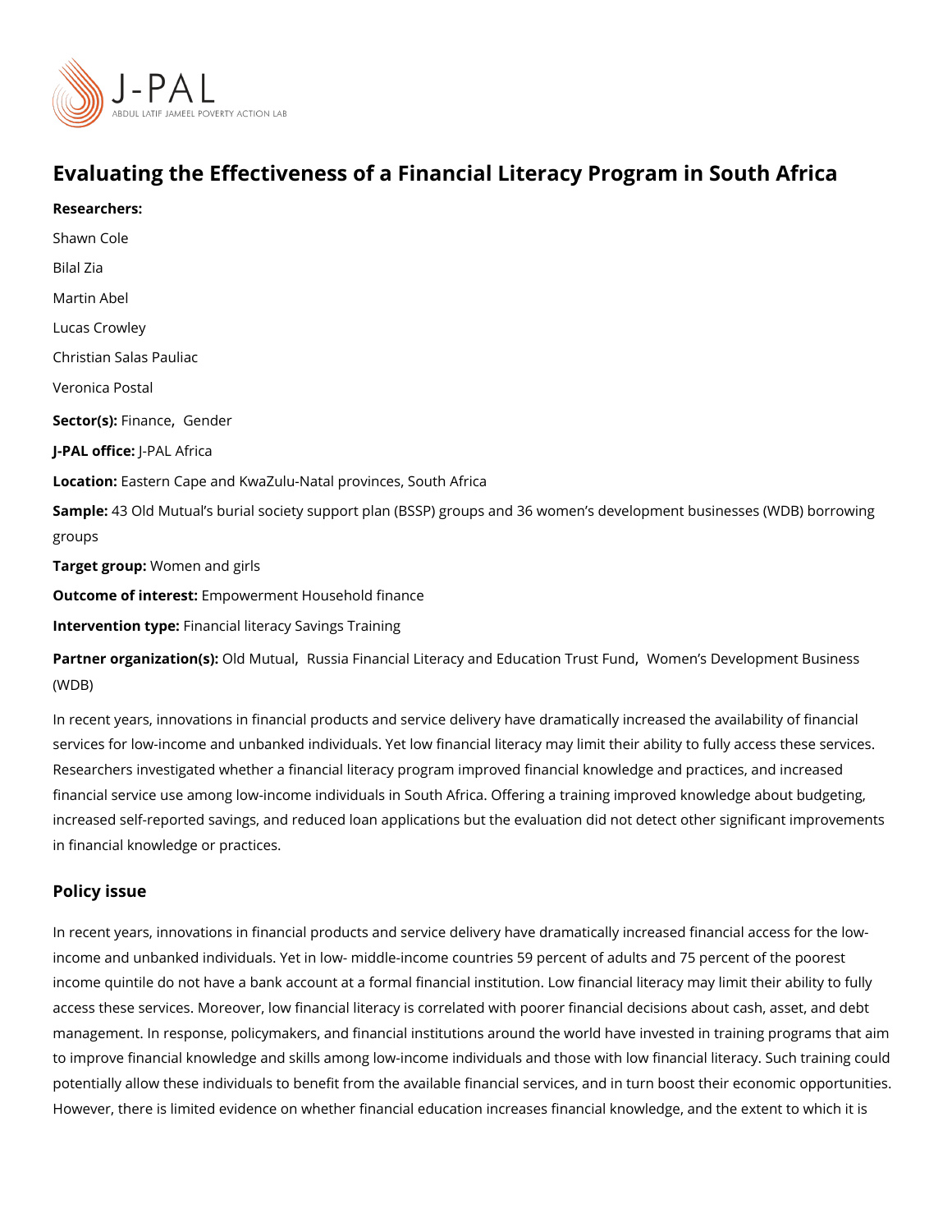# Evaluating the Effectiveness of a Financial Literacy Program in South Africa

**Researchers:**

Shawn Cole

Bilal Zia

Martin Abel

Lucas Crowley

Christian Salas Pauliac

Veronica Postal

**Sector(s):** Finance, Gender

**J-PAL office:** J-PAL Africa

**Location:** Eastern Cape and KwaZulu-Natal provinces, South Africa

**Sample:** 43 Old Mutual's burial society support plan (BSSP) groups and 36 women's development businesses (WDB) borrowing groups

**Target group:** Women and girls

**Outcome of interest:** Empowerment Household finance

**Intervention type:** Financial literacy Savings Training

**Partner organization(s):** Old Mutual, Russia Financial Literacy and Education Trust Fund, Women's Development Business (WDB)

In recent years, innovations in financial products and service delivery have dramatically increased the availability of financial services for low-income and unbanked individuals. Yet low financial literacy may limit their ability to fully access these services. Researchers investigated whether a financial literacy program improved financial knowledge and practices, and increased financial service use among low-income individuals in South Africa. Offering a training improved knowledge about budgeting, increased self-reported savings, and reduced loan applications but the evaluation did not detect other significant improvements in financial knowledge or practices.

## Policy issue

In recent years, innovations in financial products and service delivery have dramatically increased financial access for the low-income and unbanked individuals. Yet in low- middle-income countries 59 percent of adults and 75 percent of the poorest income quintile do not have a bank account at a formal financial institution. Low financial literacy may limit their ability to fully access these services. Moreover, low financial literacy is correlated with poorer financial decisions about cash, asset, and debt management. In response, policymakers, and financial institutions around the world have invested in training programs that aim to improve financial knowledge and skills among low-income individuals and those with low financial literacy. Such training could potentially allow these individuals to benefit from the available financial services, and in turn boost their economic opportunities. However, there is limited evidence on whether financial education increases financial knowledge, and the extent to which it is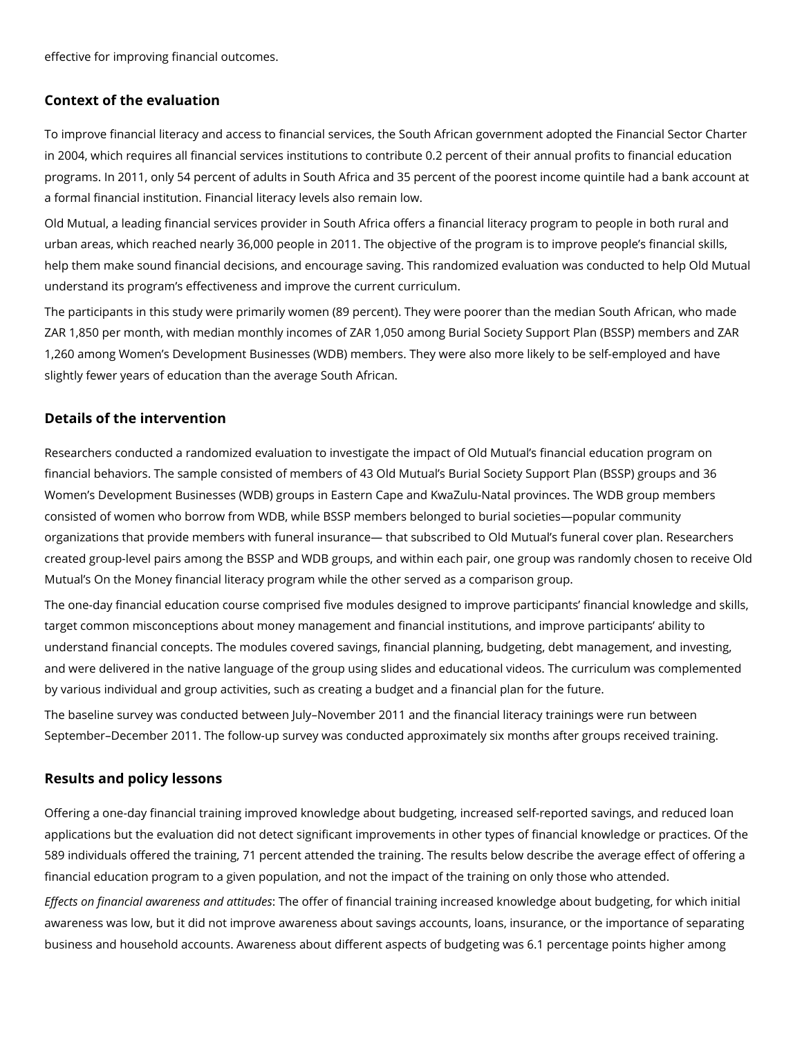effective for improving financial outcomes.

## Context of the evaluation

To improve financial literacy and access to financial services, the South African government adopted the Financial Sector Charter in 2004, which requires all financial services institutions to contribute 0.2 percent of their annual profits to financial education programs. In 2011, only 54 percent of adults in South Africa and 35 percent of the poorest income quintile had a bank account at a formal financial institution. Financial literacy levels also remain low.

Old Mutual, a leading financial services provider in South Africa offers a financial literacy program to people in both rural and urban areas, which reached nearly 36,000 people in 2011. The objective of the program is to improve people's financial skills, help them make sound financial decisions, and encourage saving. This randomized evaluation was conducted to help Old Mutual understand its program's effectiveness and improve the current curriculum.

The participants in this study were primarily women (89 percent). They were poorer than the median South African, who made ZAR 1,850 per month, with median monthly incomes of ZAR 1,050 among Burial Society Support Plan (BSSP) members and ZAR 1,260 among Women's Development Businesses (WDB) members. They were also more likely to be self-employed and have slightly fewer years of education than the average South African.

## Details of the intervention

Researchers conducted a randomized evaluation to investigate the impact of Old Mutual's financial education program on financial behaviors. The sample consisted of members of 43 Old Mutual's Burial Society Support Plan (BSSP) groups and 36 Women's Development Businesses (WDB) groups in Eastern Cape and KwaZulu-Natal provinces. The WDB group members consisted of women who borrow from WDB, while BSSP members belonged to burial societies—popular community organizations that provide members with funeral insurance— that subscribed to Old Mutual's funeral cover plan. Researchers created group-level pairs among the BSSP and WDB groups, and within each pair, one group was randomly chosen to receive Old Mutual's On the Money financial literacy program while the other served as a comparison group.

The one-day financial education course comprised five modules designed to improve participants' financial knowledge and skills, target common misconceptions about money management and financial institutions, and improve participants' ability to understand financial concepts. The modules covered savings, financial planning, budgeting, debt management, and investing, and were delivered in the native language of the group using slides and educational videos. The curriculum was complemented by various individual and group activities, such as creating a budget and a financial plan for the future.

The baseline survey was conducted between July–November 2011 and the financial literacy trainings were run between September–December 2011. The follow-up survey was conducted approximately six months after groups received training.

## Results and policy lessons

Offering a one-day financial training improved knowledge about budgeting, increased self-reported savings, and reduced loan applications but the evaluation did not detect significant improvements in other types of financial knowledge or practices. Of the 589 individuals offered the training, 71 percent attended the training. The results below describe the average effect of offering a financial education program to a given population, and not the impact of the training on only those who attended.

*Effects on financial awareness and attitudes*: The offer of financial training increased knowledge about budgeting, for which initial awareness was low, but it did not improve awareness about savings accounts, loans, insurance, or the importance of separating business and household accounts. Awareness about different aspects of budgeting was 6.1 percentage points higher among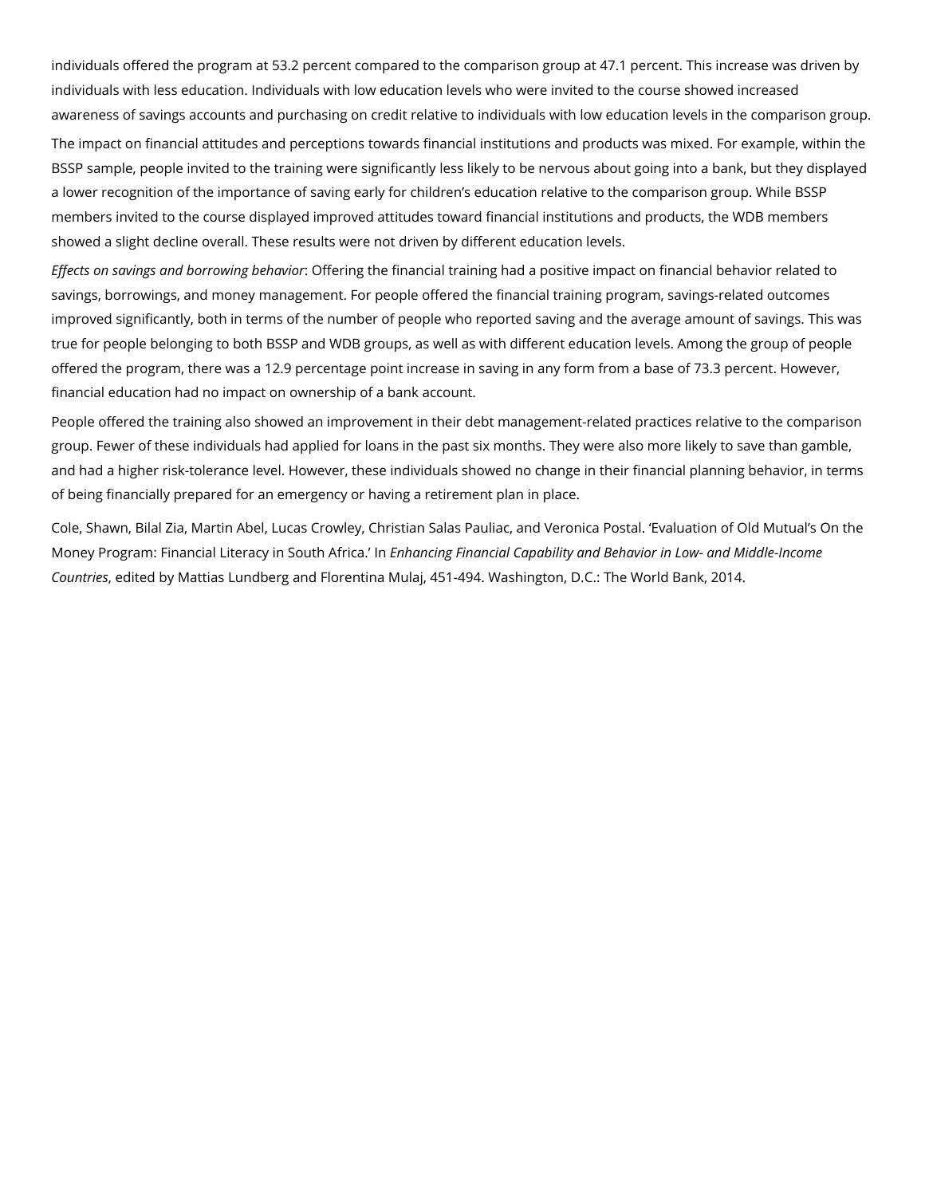individuals offered the program at 53.2 percent compared to the comparison group at 47.1 percent. This increase was driven by individuals with less education. Individuals with low education levels who were invited to the course showed increased awareness of savings accounts and purchasing on credit relative to individuals with low education levels in the comparison group.

The impact on financial attitudes and perceptions towards financial institutions and products was mixed. For example, within the BSSP sample, people invited to the training were significantly less likely to be nervous about going into a bank, but they displayed a lower recognition of the importance of saving early for children's education relative to the comparison group. While BSSP members invited to the course displayed improved attitudes toward financial institutions and products, the WDB members showed a slight decline overall. These results were not driven by different education levels.

*Effects on savings and borrowing behavior*: Offering the financial training had a positive impact on financial behavior related to savings, borrowings, and money management. For people offered the financial training program, savings-related outcomes improved significantly, both in terms of the number of people who reported saving and the average amount of savings. This was true for people belonging to both BSSP and WDB groups, as well as with different education levels. Among the group of people offered the program, there was a 12.9 percentage point increase in saving in any form from a base of 73.3 percent. However, financial education had no impact on ownership of a bank account.

People offered the training also showed an improvement in their debt management-related practices relative to the comparison group. Fewer of these individuals had applied for loans in the past six months. They were also more likely to save than gamble, and had a higher risk-tolerance level. However, these individuals showed no change in their financial planning behavior, in terms of being financially prepared for an emergency or having a retirement plan in place.

Cole, Shawn, Bilal Zia, Martin Abel, Lucas Crowley, Christian Salas Pauliac, and Veronica Postal. 'Evaluation of Old Mutual's On the Money Program: Financial Literacy in South Africa.' In *Enhancing Financial Capability and Behavior in Low- and Middle-Income Countries*, edited by Mattias Lundberg and Florentina Mulaj, 451-494. Washington, D.C.: The World Bank, 2014.